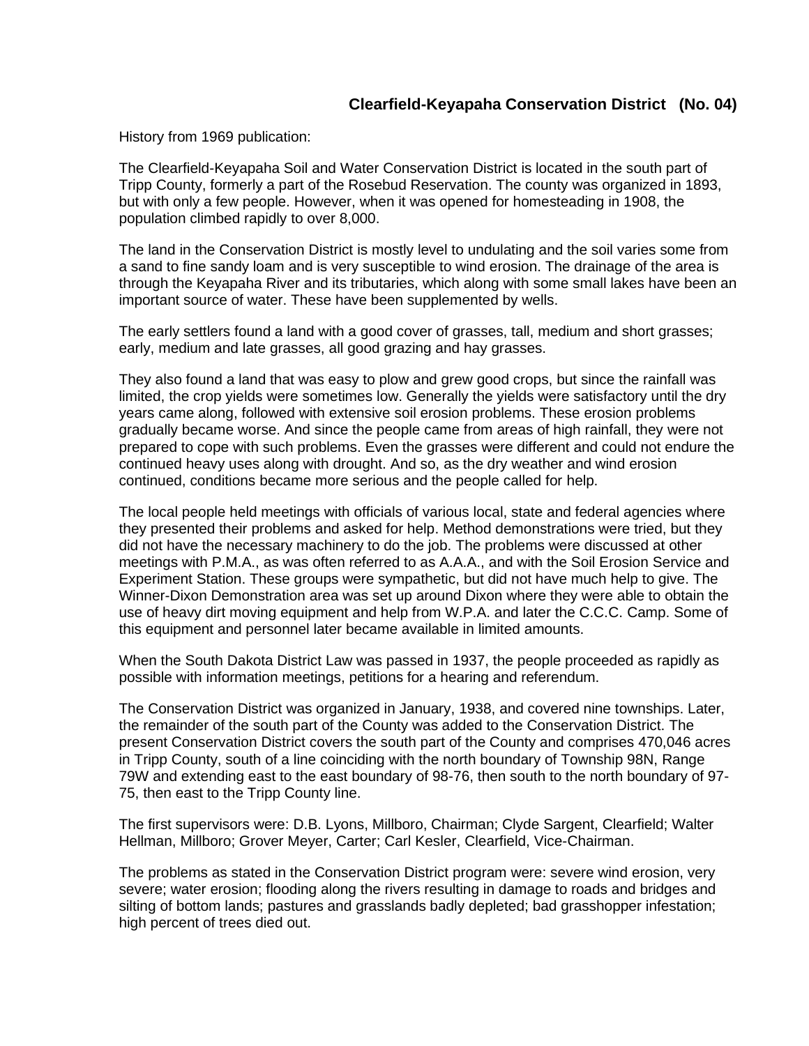# Clearfield-Keyapaha Conservation District (No. 04)

History from 1969 publication:

The Clearfield-Keyapaha Soil and Water Conservation District is located in the south part of Tripp County, formerly a part of the Rosebud Reservation. The county was organized in 1893, but with only a few people. However, when it was opened for homesteading in 1908, the population climbed rapidly to over 8,000.

The land in the Conservation District is mostly level to undulating and the soil varies some from a sand to fine sandy loam and is very susceptible to wind erosion. The drainage of the area is through the Keyapaha River and its tributaries, which along with some small lakes have been an important source of water. These have been supplemented by wells.

The early settlers found a land with a good cover of grasses, tall, medium and short grasses; early, medium and late grasses, all good grazing and hay grasses.

They also found a land that was easy to plow and grew good crops, but since the rainfall was limited, the crop yields were sometimes low. Generally the yields were satisfactory until the dry years came along, followed with extensive soil erosion problems. These erosion problems gradually became worse. And since the people came from areas of high rainfall, they were not prepared to cope with such problems. Even the grasses were different and could not endure the continued heavy uses along with drought. And so, as the dry weather and wind erosion continued, conditions became more serious and the people called for help.

The local people held meetings with officials of various local, state and federal agencies where they presented their problems and asked for help. Method demonstrations were tried, but they did not have the necessary machinery to do the job. The problems were discussed at other meetings with P.M.A., as was often referred to as A.A.A., and with the Soil Erosion Service and Experiment Station. These groups were sympathetic, but did not have much help to give. The Winner-Dixon Demonstration area was set up around Dixon where they were able to obtain the use of heavy dirt moving equipment and help from W.P.A. and later the C.C.C. Camp. Some of this equipment and personnel later became available in limited amounts.

When the South Dakota District Law was passed in 1937, the people proceeded as rapidly as possible with information meetings, petitions for a hearing and referendum.

The Conservation District was organized in January, 1938, and covered nine townships. Later, the remainder of the south part of the County was added to the Conservation District. The present Conservation District covers the south part of the County and comprises 470,046 acres in Tripp County, south of a line coinciding with the north boundary of Township 98N, Range 79W and extending east to the east boundary of 98-76, then south to the north boundary of 97-75, then east to the Tripp County line.

The first supervisors were: D.B. Lyons, Millboro, Chairman; Clyde Sargent, Clearfield; Walter Hellman, Millboro; Grover Meyer, Carter; Carl Kesler, Clearfield, Vice-Chairman.

The problems as stated in the Conservation District program were: severe wind erosion, very severe; water erosion; flooding along the rivers resulting in damage to roads and bridges and silting of bottom lands; pastures and grasslands badly depleted; bad grasshopper infestation; high percent of trees died out.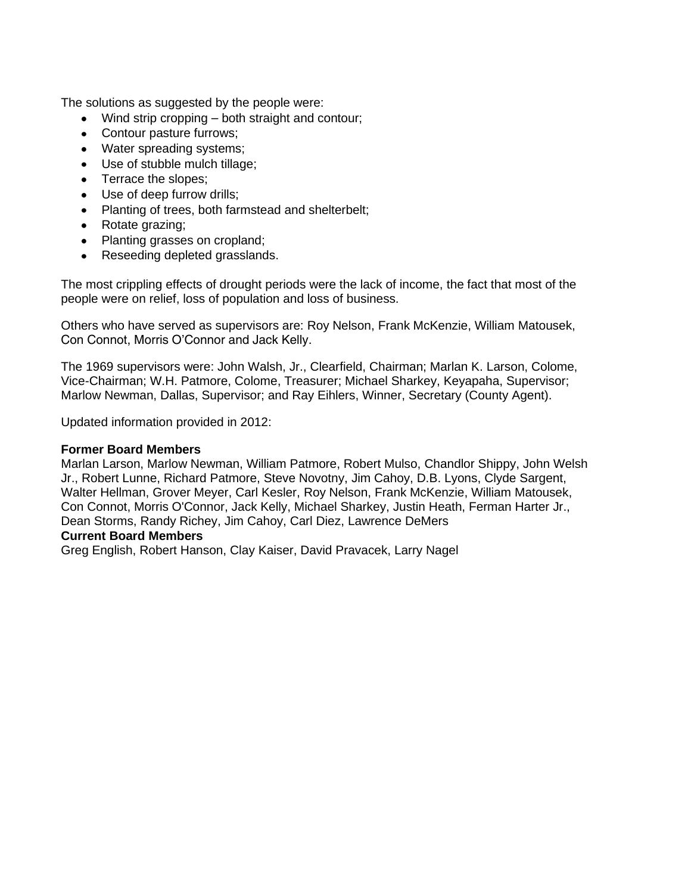The solutions as suggested by the people were:

- Wind strip cropping – both straight and contour;
- Contour pasture furrows;
- Water spreading systems;
- Use of stubble mulch tillage;
- Terrace the slopes;
- Use of deep furrow drills;
- Planting of trees, both farmstead and shelterbelt;
- Rotate grazing;
- Planting grasses on cropland;
- Reseeding depleted grasslands.

The most crippling effects of drought periods were the lack of income, the fact that most of the people were on relief, loss of population and loss of business.

Others who have served as supervisors are: Roy Nelson, Frank McKenzie, William Matousek, Con Connot, Morris O'Connor and Jack Kelly.

The 1969 supervisors were: John Walsh, Jr., Clearfield, Chairman; Marlan K. Larson, Colome, Vice-Chairman; W.H. Patmore, Colome, Treasurer; Michael Sharkey, Keyapaha, Supervisor; Marlow Newman, Dallas, Supervisor; and Ray Eihlers, Winner, Secretary (County Agent).

Updated information provided in 2012:

**Former Board Members**
Marlan Larson, Marlow Newman, William Patmore, Robert Mulso, Chandlor Shippy, John Welsh Jr., Robert Lunne, Richard Patmore, Steve Novotny, Jim Cahoy, D.B. Lyons, Clyde Sargent, Walter Hellman, Grover Meyer, Carl Kesler, Roy Nelson, Frank McKenzie, William Matousek, Con Connot, Morris O'Connor, Jack Kelly, Michael Sharkey, Justin Heath, Ferman Harter Jr., Dean Storms, Randy Richey, Jim Cahoy, Carl Diez, Lawrence DeMers
**Current Board Members**
Greg English, Robert Hanson, Clay Kaiser, David Pravacek, Larry Nagel